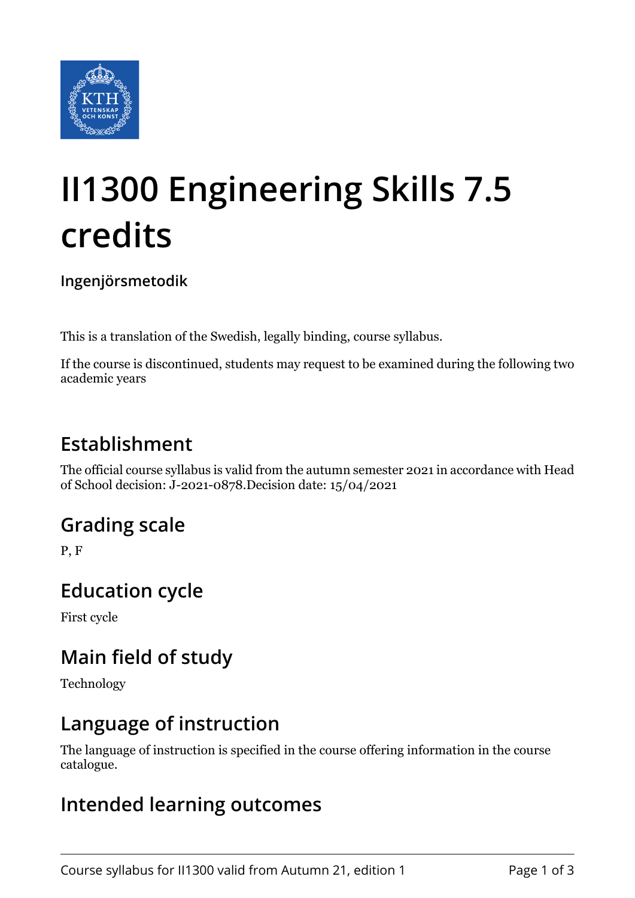# II1300 Engineering Skills 7.5 credits

**Ingenjörsmetodik**

This is a translation of the Swedish, legally binding, course syllabus.

If the course is discontinued, students may request to be examined during the following two academic years

## Establishment

The official course syllabus is valid from the autumn semester 2021 in accordance with Head of School decision: J-2021-0878.Decision date: 15/04/2021

## Grading scale

P, F

## Education cycle

First cycle

## Main field of study

Technology

## Language of instruction

The language of instruction is specified in the course offering information in the course catalogue.

## Intended learning outcomes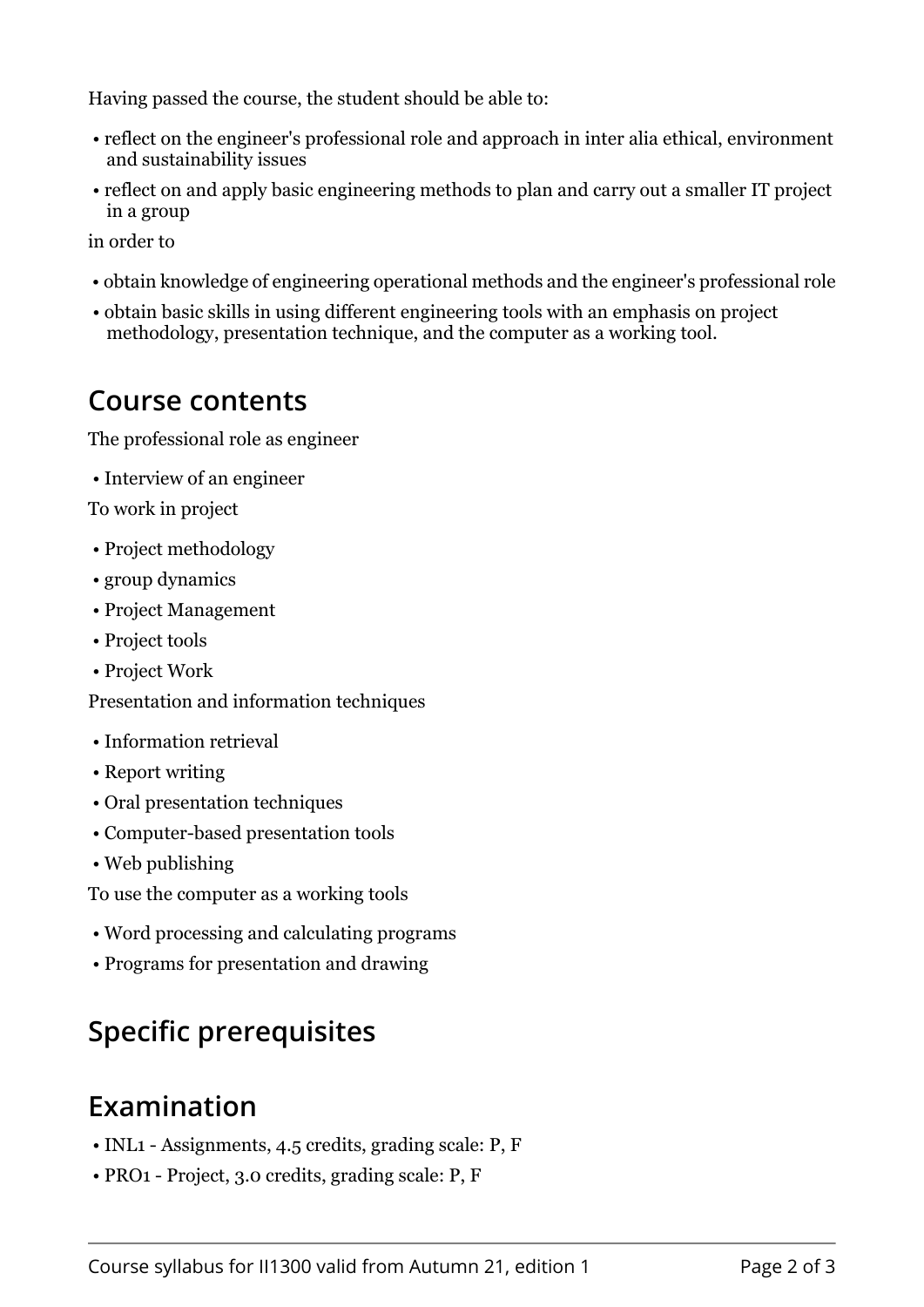Having passed the course, the student should be able to:

- reflect on the engineer's professional role and approach in inter alia ethical, environment and sustainability issues
- reflect on and apply basic engineering methods to plan and carry out a smaller IT project in a group

in order to

- obtain knowledge of engineering operational methods and the engineer's professional role
- obtain basic skills in using different engineering tools with an emphasis on project methodology, presentation technique, and the computer as a working tool.

## Course contents

The professional role as engineer

- Interview of an engineer

To work in project

- Project methodology
- group dynamics
- Project Management
- Project tools
- Project Work

Presentation and information techniques

- Information retrieval
- Report writing
- Oral presentation techniques
- Computer-based presentation tools
- Web publishing

To use the computer as a working tools

- Word processing and calculating programs
- Programs for presentation and drawing

## Specific prerequisites

## Examination

- INL1 - Assignments, 4.5 credits, grading scale: P, F
- PRO1 - Project, 3.0 credits, grading scale: P, F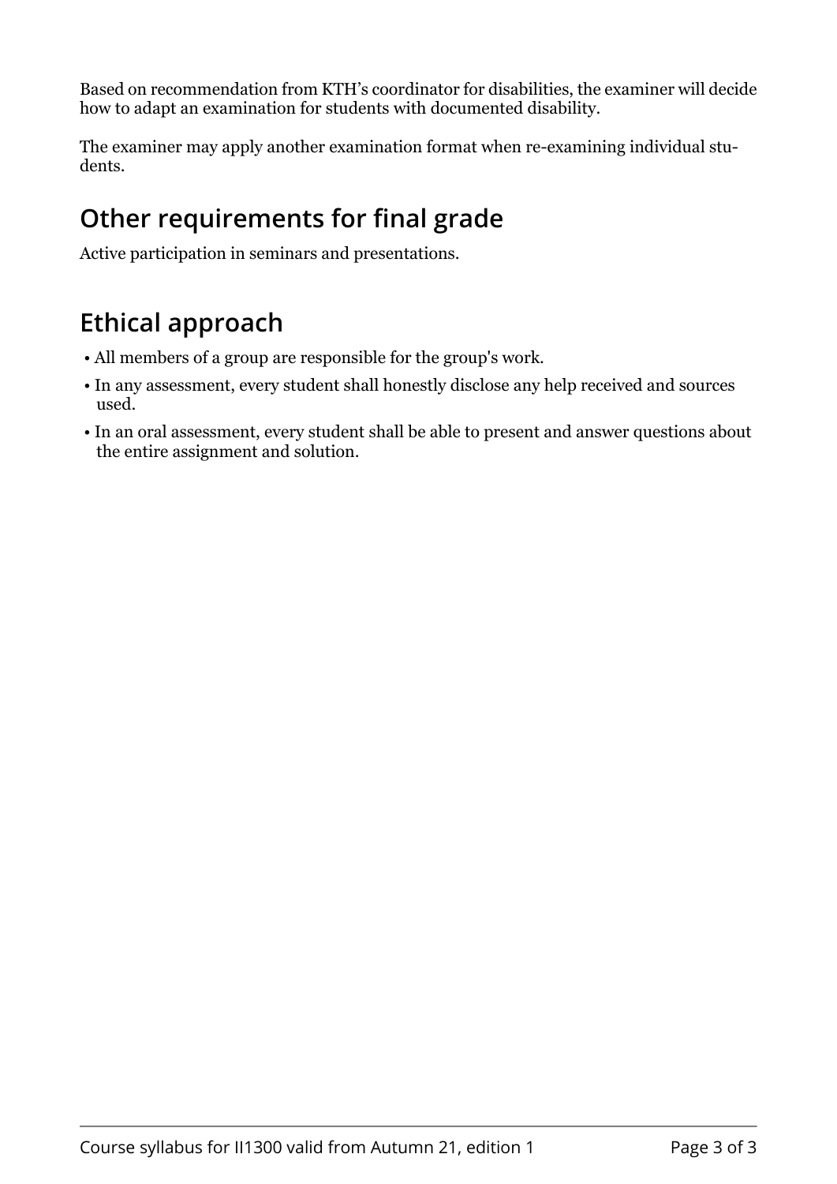Based on recommendation from KTH's coordinator for disabilities, the examiner will decide how to adapt an examination for students with documented disability.

The examiner may apply another examination format when re-examining individual students.

## Other requirements for final grade

Active participation in seminars and presentations.

## Ethical approach

- All members of a group are responsible for the group's work.
- In any assessment, every student shall honestly disclose any help received and sources used.
- In an oral assessment, every student shall be able to present and answer questions about the entire assignment and solution.